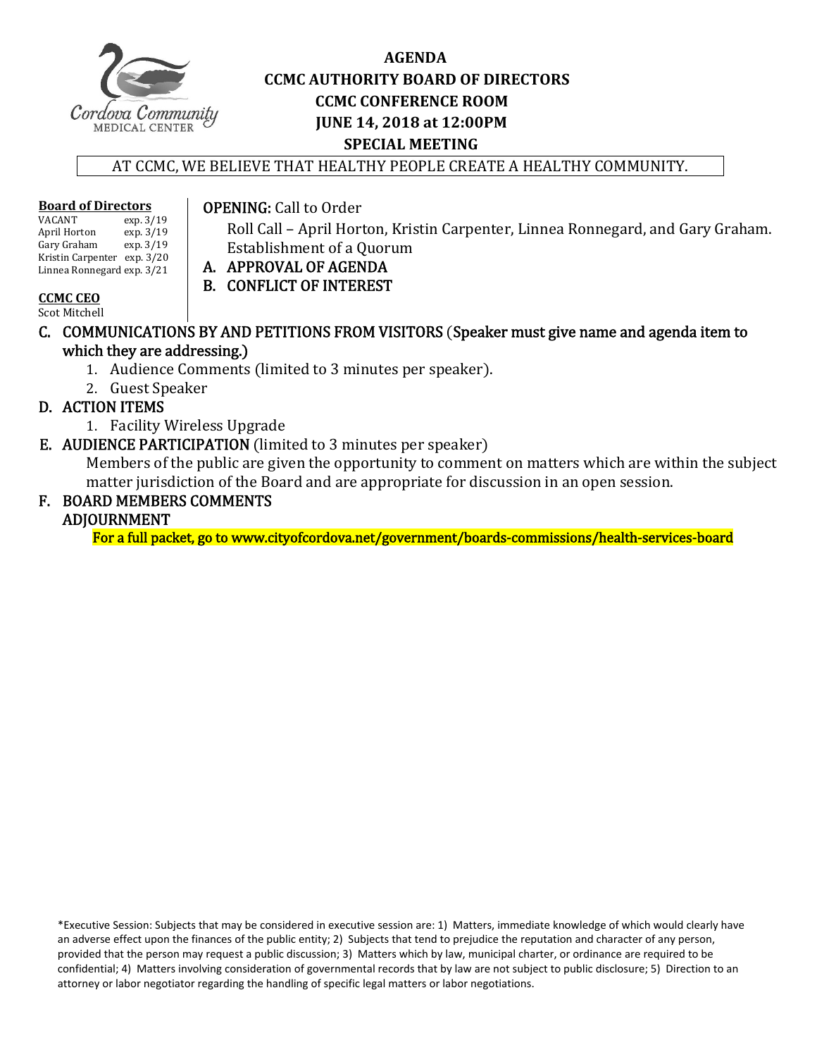# AGENDA
## CCMC AUTHORITY BOARD OF DIRECTORS
## CCMC CONFERENCE ROOM
## JUNE 14, 2018 at 12:00PM
## SPECIAL MEETING

AT CCMC, WE BELIEVE THAT HEALTHY PEOPLE CREATE A HEALTHY COMMUNITY.

**Board of Directors**

| | |
|---|---|
| VACANT | exp. 3/19 |
| April Horton | exp. 3/19 |
| Gary Graham | exp. 3/19 |
| Kristin Carpenter | exp. 3/20 |
| Linnea Ronnegard | exp. 3/21 |

**CCMC CEO**
Scot Mitchell

**OPENING:** Call to Order

Roll Call – April Horton, Kristin Carpenter, Linnea Ronnegard, and Gary Graham.
Establishment of a Quorum

A. APPROVAL OF AGENDA
B. CONFLICT OF INTEREST
C. COMMUNICATIONS BY AND PETITIONS FROM VISITORS (Speaker must give name and agenda item to which they are addressing.)
   1. Audience Comments (limited to 3 minutes per speaker).
   2. Guest Speaker
D. ACTION ITEMS
   1. Facility Wireless Upgrade
E. AUDIENCE PARTICIPATION (limited to 3 minutes per speaker)
   Members of the public are given the opportunity to comment on matters which are within the subject matter jurisdiction of the Board and are appropriate for discussion in an open session.
F. BOARD MEMBERS COMMENTS

ADJOURNMENT

**For a full packet, go to www.cityofcordova.net/government/boards-commissions/health-services-board**

*Executive Session: Subjects that may be considered in executive session are: 1) Matters, immediate knowledge of which would clearly have an adverse effect upon the finances of the public entity; 2) Subjects that tend to prejudice the reputation and character of any person, provided that the person may request a public discussion; 3) Matters which by law, municipal charter, or ordinance are required to be confidential; 4) Matters involving consideration of governmental records that by law are not subject to public disclosure; 5) Direction to an attorney or labor negotiator regarding the handling of specific legal matters or labor negotiations.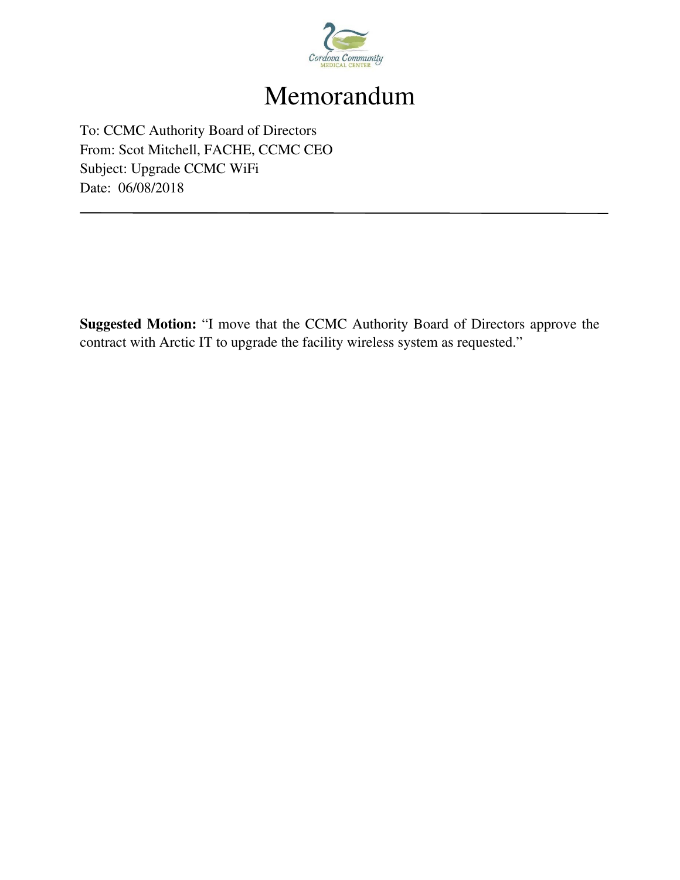Cordova Community Medical Center

# Memorandum

To: CCMC Authority Board of Directors
From: Scot Mitchell, FACHE, CCMC CEO
Subject: Upgrade CCMC WiFi
Date: 06/08/2018

---

**Suggested Motion:** "I move that the CCMC Authority Board of Directors approve the contract with Arctic IT to upgrade the facility wireless system as requested."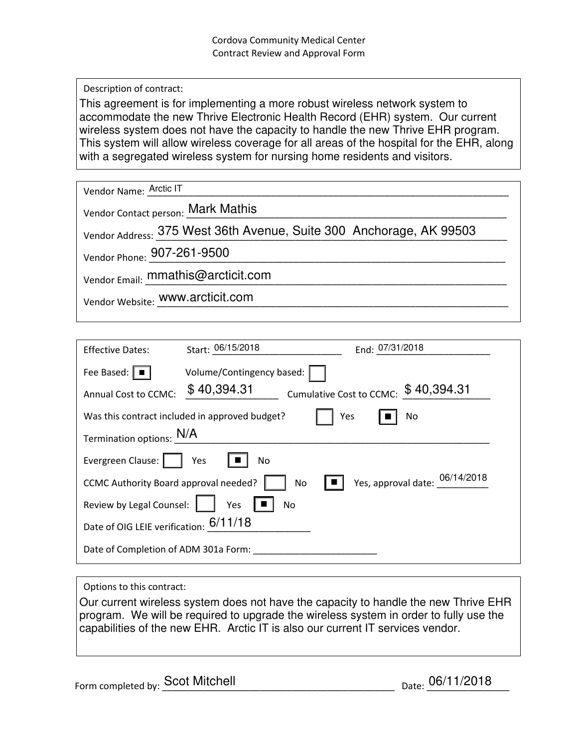Cordova Community Medical Center
Contract Review and Approval Form

Description of contract:

This agreement is for implementing a more robust wireless network system to accommodate the new Thrive Electronic Health Record (EHR) system. Our current wireless system does not have the capacity to handle the new Thrive EHR program. This system will allow wireless coverage for all areas of the hospital for the EHR, along with a segregated wireless system for nursing home residents and visitors.

Vendor Name: Arctic IT

Vendor Contact person: Mark Mathis

Vendor Address: 375 West 36th Avenue, Suite 300 Anchorage, AK 99503

Vendor Phone: 907-261-9500

Vendor Email: mmathis@arcticit.com

Vendor Website: www.arcticit.com

Effective Dates: Start: 06/15/2018 End: 07/31/2018

Fee Based: ☒ Volume/Contingency based: ☐

Annual Cost to CCMC: $ 40,394.31 Cumulative Cost to CCMC: $ 40,394.31

Was this contract included in approved budget? ☐ Yes ☒ No

Termination options: N/A

Evergreen Clause: ☐ Yes ☒ No

CCMC Authority Board approval needed? ☐ No ☒ Yes, approval date: 06/14/2018

Review by Legal Counsel: ☐ Yes ☒ No

Date of OIG LEIE verification: 6/11/18

Date of Completion of ADM 301a Form: ____________

Options to this contract:

Our current wireless system does not have the capacity to handle the new Thrive EHR program. We will be required to upgrade the wireless system in order to fully use the capabilities of the new EHR. Arctic IT is also our current IT services vendor.

Form completed by: Scot Mitchell Date: 06/11/2018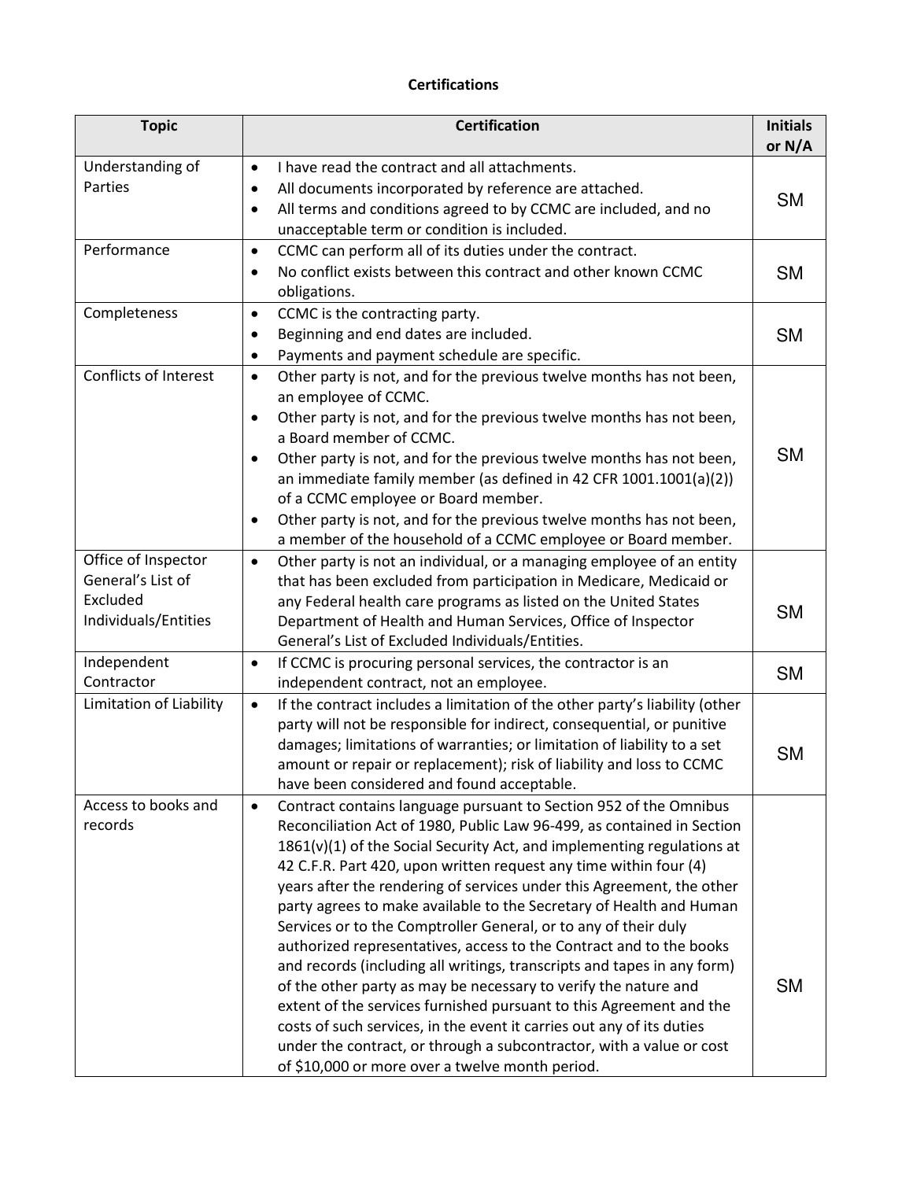**Certifications**

| Topic | Certification | Initials or N/A |
|---|---|---|
| Understanding of Parties | • I have read the contract and all attachments.<br>• All documents incorporated by reference are attached.<br>• All terms and conditions agreed to by CCMC are included, and no unacceptable term or condition is included. | SM |
| Performance | • CCMC can perform all of its duties under the contract.<br>• No conflict exists between this contract and other known CCMC obligations. | SM |
| Completeness | • CCMC is the contracting party.<br>• Beginning and end dates are included.<br>• Payments and payment schedule are specific. | SM |
| Conflicts of Interest | • Other party is not, and for the previous twelve months has not been, an employee of CCMC.<br>• Other party is not, and for the previous twelve months has not been, a Board member of CCMC.<br>• Other party is not, and for the previous twelve months has not been, an immediate family member (as defined in 42 CFR 1001.1001(a)(2)) of a CCMC employee or Board member.<br>• Other party is not, and for the previous twelve months has not been, a member of the household of a CCMC employee or Board member. | SM |
| Office of Inspector General's List of Excluded Individuals/Entities | • Other party is not an individual, or a managing employee of an entity that has been excluded from participation in Medicare, Medicaid or any Federal health care programs as listed on the United States Department of Health and Human Services, Office of Inspector General's List of Excluded Individuals/Entities. | SM |
| Independent Contractor | • If CCMC is procuring personal services, the contractor is an independent contract, not an employee. | SM |
| Limitation of Liability | • If the contract includes a limitation of the other party's liability (other party will not be responsible for indirect, consequential, or punitive damages; limitations of warranties; or limitation of liability to a set amount or repair or replacement); risk of liability and loss to CCMC have been considered and found acceptable. | SM |
| Access to books and records | • Contract contains language pursuant to Section 952 of the Omnibus Reconciliation Act of 1980, Public Law 96-499, as contained in Section 1861(v)(1) of the Social Security Act, and implementing regulations at 42 C.F.R. Part 420, upon written request any time within four (4) years after the rendering of services under this Agreement, the other party agrees to make available to the Secretary of Health and Human Services or to the Comptroller General, or to any of their duly authorized representatives, access to the Contract and to the books and records (including all writings, transcripts and tapes in any form) of the other party as may be necessary to verify the nature and extent of the services furnished pursuant to this Agreement and the costs of such services, in the event it carries out any of its duties under the contract, or through a subcontractor, with a value or cost of $10,000 or more over a twelve month period. | SM |